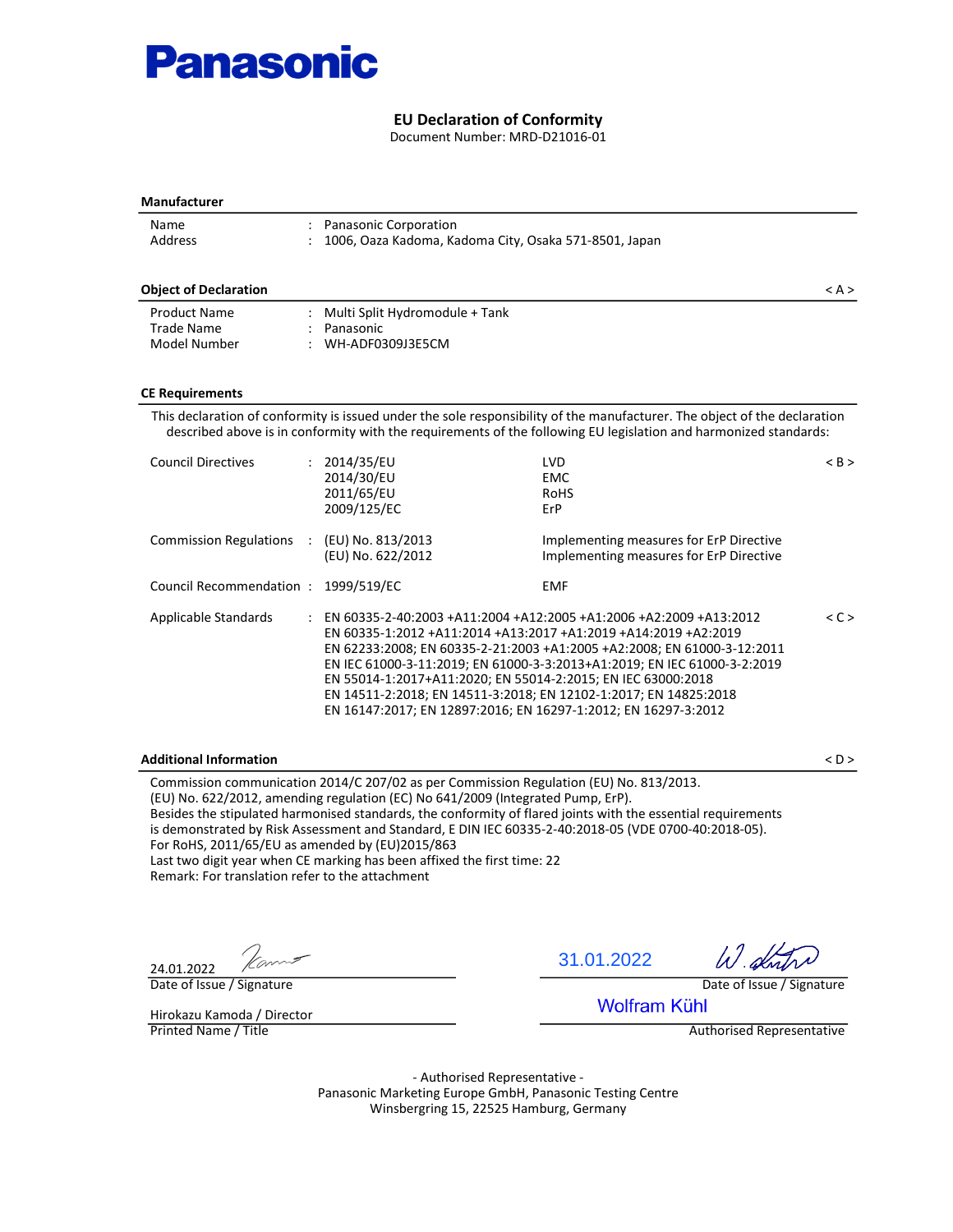**Panasonic**

# EU Declaration of Conformity

Document Number: MRD-D21016-01

## Manufacturer

| | | |
|---|---|---|
| Name | : | Panasonic Corporation |
| Address | : | 1006, Oaza Kadoma, Kadoma City, Osaka 571-8501, Japan |

## Object of Declaration

< A >

| | | |
|---|---|---|
| Product Name | : | Multi Split Hydromodule + Tank |
| Trade Name | : | Panasonic |
| Model Number | : | WH-ADF0309J3E5CM |

## CE Requirements

This declaration of conformity is issued under the sole responsibility of the manufacturer. The object of the declaration described above is in conformity with the requirements of the following EU legislation and harmonized standards:

Council Directives : 2014/35/EU LVD < B >
2014/30/EU EMC
2011/65/EU RoHS
2009/125/EC ErP

Commission Regulations : (EU) No. 813/2013 Implementing measures for ErP Directive
(EU) No. 622/2012 Implementing measures for ErP Directive

Council Recommendation : 1999/519/EC EMF

Applicable Standards : < C >
EN 60335-2-40:2003 +A11:2004 +A12:2005 +A1:2006 +A2:2009 +A13:2012
EN 60335-1:2012 +A11:2014 +A13:2017 +A1:2019 +A14:2019 +A2:2019
EN 62233:2008; EN 60335-2-21:2003 +A1:2005 +A2:2008; EN 61000-3-12:2011
EN IEC 61000-3-11:2019; EN 61000-3-3:2013+A1:2019; EN IEC 61000-3-2:2019
EN 55014-1:2017+A11:2020; EN 55014-2:2015; EN IEC 63000:2018
EN 14511-2:2018; EN 14511-3:2018; EN 12102-1:2017; EN 14825:2018
EN 16147:2017; EN 12897:2016; EN 16297-1:2012; EN 16297-3:2012

## Additional Information

< D >

Commission communication 2014/C 207/02 as per Commission Regulation (EU) No. 813/2013.
(EU) No. 622/2012, amending regulation (EC) No 641/2009 (Integrated Pump, ErP).
Besides the stipulated harmonised standards, the conformity of flared joints with the essential requirements is demonstrated by Risk Assessment and Standard, E DIN IEC 60335-2-40:2018-05 (VDE 0700-40:2018-05).
For RoHS, 2011/65/EU as amended by (EU)2015/863
Last two digit year when CE marking has been affixed the first time: 22
Remark: For translation refer to the attachment

24.01.2022
Date of Issue / Signature

Hirokazu Kamoda / Director
Printed Name / Title

31.01.2022
Date of Issue / Signature

Wolfram Kühl
Authorised Representative

- Authorised Representative -
Panasonic Marketing Europe GmbH, Panasonic Testing Centre
Winsbergring 15, 22525 Hamburg, Germany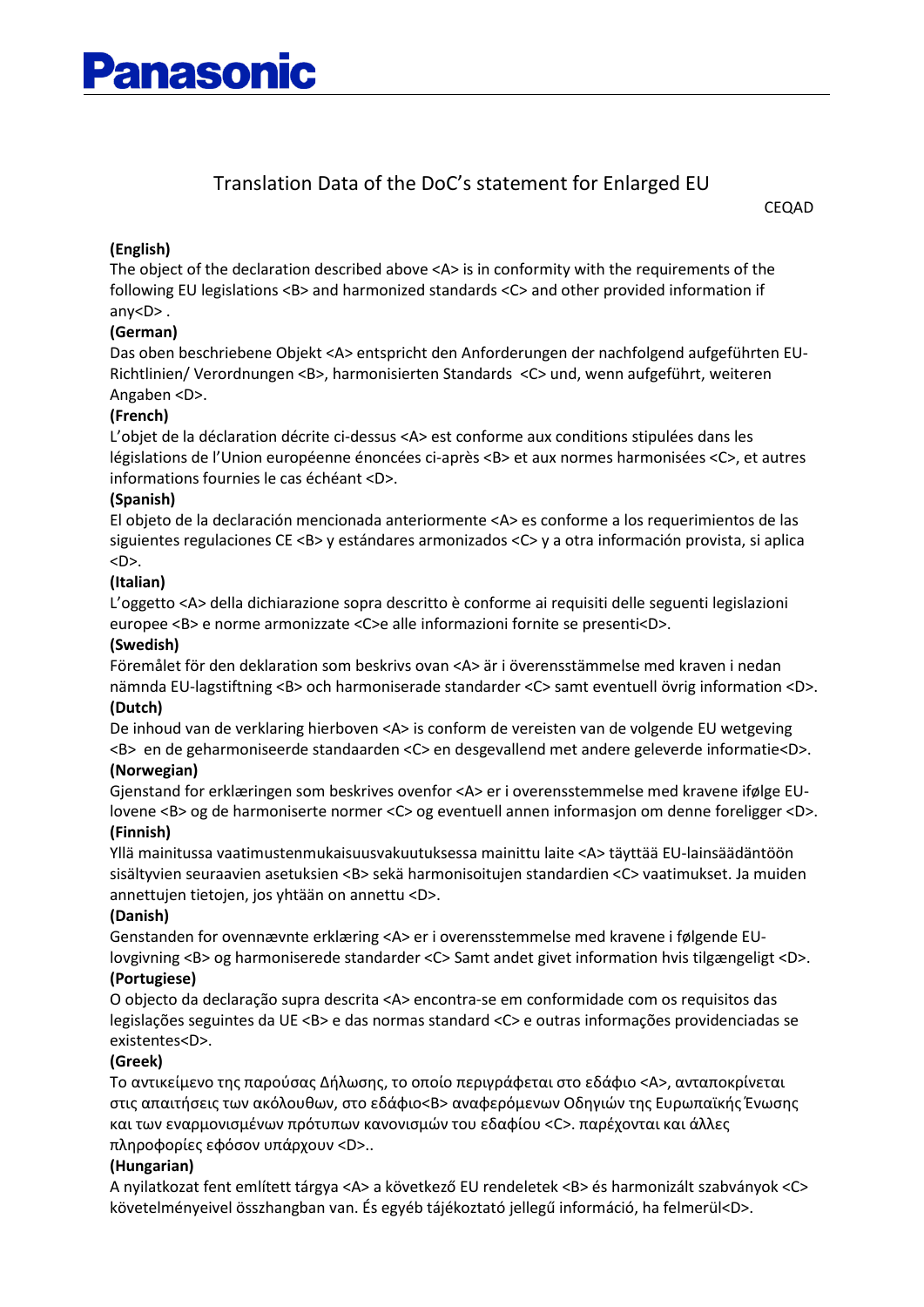Panasonic

# Translation Data of the DoC's statement for Enlarged EU

CEQAD

**(English)**
The object of the declaration described above <A> is in conformity with the requirements of the following EU legislations <B> and harmonized standards <C> and other provided information if any<D> .

**(German)**
Das oben beschriebene Objekt <A> entspricht den Anforderungen der nachfolgend aufgeführten EU-Richtlinien/ Verordnungen <B>, harmonisierten Standards <C> und, wenn aufgeführt, weiteren Angaben <D>.

**(French)**
L'objet de la déclaration décrite ci-dessus <A> est conforme aux conditions stipulées dans les législations de l'Union européenne énoncées ci-après <B> et aux normes harmonisées <C>, et autres informations fournies le cas échéant <D>.

**(Spanish)**
El objeto de la declaración mencionada anteriormente <A> es conforme a los requerimientos de las siguientes regulaciones CE <B> y estándares armonizados <C> y a otra información provista, si aplica <D>.

**(Italian)**
L'oggetto <A> della dichiarazione sopra descritto è conforme ai requisiti delle seguenti legislazioni europee <B> e norme armonizzate <C>e alle informazioni fornite se presenti<D>.

**(Swedish)**
Föremålet för den deklaration som beskrivs ovan <A> är i överensstämmelse med kraven i nedan nämnda EU-lagstiftning <B> och harmoniserade standarder <C> samt eventuell övrig information <D>.

**(Dutch)**
De inhoud van de verklaring hierboven <A> is conform de vereisten van de volgende EU wetgeving <B> en de geharmoniseerde standaarden <C> en desgevallend met andere geleverde informatie<D>.

**(Norwegian)**
Gjenstand for erklæringen som beskrives ovenfor <A> er i overensstemmelse med kravene ifølge EU-lovene <B> og de harmoniserte normer <C> og eventuell annen informasjon om denne foreligger <D>.

**(Finnish)**
Yllä mainitussa vaatimustenmukaisuusvakuutuksessa mainittu laite <A> täyttää EU-lainsäädäntöön sisältyvien seuraavien asetuksien <B> sekä harmonisoitujen standardien <C> vaatimukset. Ja muiden annettujen tietojen, jos yhtään on annettu <D>.

**(Danish)**
Genstanden for ovennævnte erklæring <A> er i overensstemmelse med kravene i følgende EU-lovgivning <B> og harmoniserede standarder <C> Samt andet givet information hvis tilgængeligt <D>.

**(Portugiese)**
O objecto da declaração supra descrita <A> encontra-se em conformidade com os requisitos das legislações seguintes da UE <B> e das normas standard <C> e outras informações providenciadas se existentes<D>.

**(Greek)**
Το αντικείμενο της παρούσας Δήλωσης, το οποίο περιγράφεται στο εδάφιο <A>, ανταποκρίνεται στις απαιτήσεις των ακόλουθων, στο εδάφιο<B> αναφερόμενων Οδηγιών της Ευρωπαϊκής Ένωσης και των εναρμονισμένων πρότυπων κανονισμών του εδαφίου <C>. παρέχονται και άλλες πληροφορίες εφόσον υπάρχουν <D>..

**(Hungarian)**
A nyilatkozat fent említett tárgya <A> a következő EU rendeletek <B> és harmonizált szabványok <C> követelményeivel összhangban van. És egyéb tájékoztató jellegű információ, ha felmerül<D>.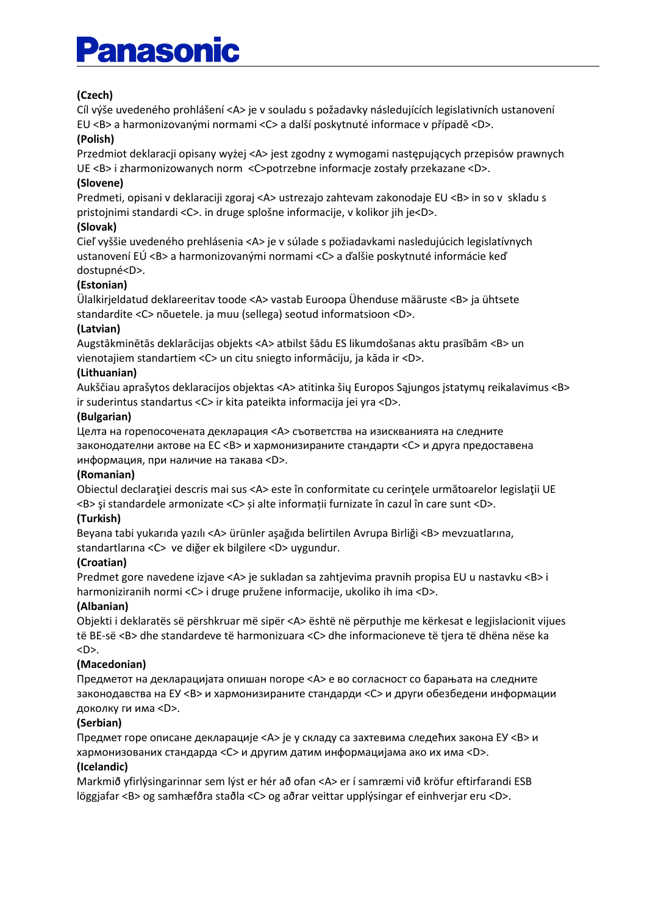**(Czech)**
Cíl výše uvedeného prohlášení <A> je v souladu s požadavky následujících legislativních ustanovení EU <B> a harmonizovanými normami <C> a další poskytnuté informace v případě <D>.

**(Polish)**
Przedmiot deklaracji opisany wyżej <A> jest zgodny z wymogami następujących przepisów prawnych UE <B> i zharmonizowanych norm <C>potrzebne informacje zostały przekazane <D>.

**(Slovene)**
Predmeti, opisani v deklaraciji zgoraj <A> ustrezajo zahtevam zakonodaje EU <B> in so v skladu s pristojnimi standardi <C>. in druge splošne informacije, v kolikor jih je<D>.

**(Slovak)**
Cieľ vyššie uvedeného prehlásenia <A> je v súlade s požiadavkami nasledujúcich legislatívnych ustanovení EÚ <B> a harmonizovanými normami <C> a ďalšie poskytnuté informácie keď dostupné<D>.

**(Estonian)**
Ülalkirjeldatud deklareeritav toode <A> vastab Euroopa Ühenduse määruste <B> ja ühtsete standardite <C> nõuetele. ja muu (sellega) seotud informatsioon <D>.

**(Latvian)**
Augstākminētās deklarācijas objekts <A> atbilst šādu ES likumdošanas aktu prasībām <B> un vienotajiem standartiem <C> un citu sniegto informāciju, ja kāda ir <D>.

**(Lithuanian)**
Aukščiau aprašytos deklaracijos objektas <A> atitinka šių Europos Sąjungos įstatymų reikalavimus <B> ir suderintus standartus <C> ir kita pateikta informacija jei yra <D>.

**(Bulgarian)**
Целта на горепосочената декларация <A> съответства на изискванията на следните законодателни актове на ЕС <B> и хармонизираните стандарти <C> и друга предоставена информация, при наличие на такава <D>.

**(Romanian)**
Obiectul declaraţiei descris mai sus <A> este în conformitate cu cerinţele următoarelor legislaţii UE <B> şi standardele armonizate <C> și alte informații furnizate în cazul în care sunt <D>.

**(Turkish)**
Beyana tabi yukarıda yazılı <A> ürünler aşağıda belirtilen Avrupa Birliği <B> mevzuatlarına, standartlarına <C> ve diğer ek bilgilere <D> uygundur.

**(Croatian)**
Predmet gore navedene izjave <A> je sukladan sa zahtjevima pravnih propisa EU u nastavku <B> i harmoniziranih normi <C> i druge pružene informacije, ukoliko ih ima <D>.

**(Albanian)**
Objekti i deklaratës së përshkruar më sipër <A> është në përputhje me kërkesat e legjislacionit vijues të BE-së <B> dhe standardeve të harmonizuara <C> dhe informacioneve të tjera të dhëna nëse ka <D>.

**(Macedonian)**
Предметот на декларацијата опишан погоре <A> е во согласност со барањата на следните законодавства на ЕУ <B> и хармонизираните стандарди <C> и други обезбедени информации доколку ги има <D>.

**(Serbian)**
Предмет горе описане декларације <A> je у складу са захтевима следећих закона ЕУ <B> и хармонизованих стандарда <C> и другим датим информацијама ако их има <D>.

**(Icelandic)**
Markmið yfirlýsingarinnar sem lýst er hér að ofan <A> er í samræmi við kröfur eftirfarandi ESB löggjafar <B> og samhæfðra staðla <C> og aðrar veittar upplýsingar ef einhverjar eru <D>.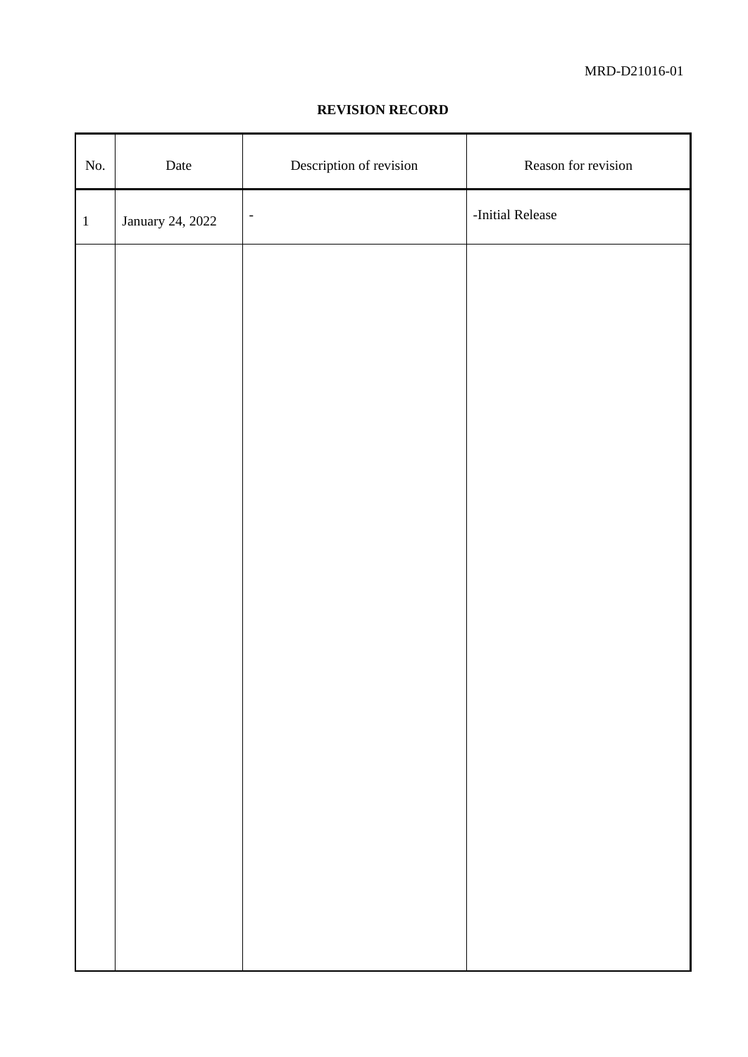MRD-D21016-01

**REVISION RECORD**

| No. | Date | Description of revision | Reason for revision |
|---|---|---|---|
| 1 | January 24, 2022 | - | -Initial Release |